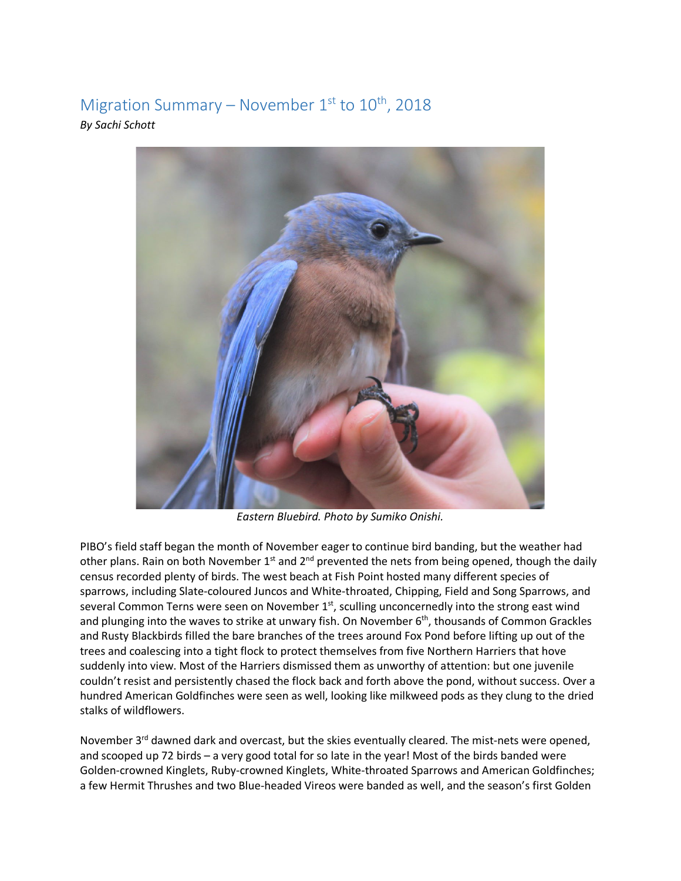# Migration Summary – November 1st to 10th, 2018

*By Sachi Schott*

*Eastern Bluebird. Photo by Sumiko Onishi.*

PIBO's field staff began the month of November eager to continue bird banding, but the weather had other plans. Rain on both November 1st and 2nd prevented the nets from being opened, though the daily census recorded plenty of birds. The west beach at Fish Point hosted many different species of sparrows, including Slate-coloured Juncos and White-throated, Chipping, Field and Song Sparrows, and several Common Terns were seen on November 1st, sculling unconcernedly into the strong east wind and plunging into the waves to strike at unwary fish. On November 6th, thousands of Common Grackles and Rusty Blackbirds filled the bare branches of the trees around Fox Pond before lifting up out of the trees and coalescing into a tight flock to protect themselves from five Northern Harriers that hove suddenly into view. Most of the Harriers dismissed them as unworthy of attention: but one juvenile couldn't resist and persistently chased the flock back and forth above the pond, without success. Over a hundred American Goldfinches were seen as well, looking like milkweed pods as they clung to the dried stalks of wildflowers.

November 3rd dawned dark and overcast, but the skies eventually cleared. The mist-nets were opened, and scooped up 72 birds – a very good total for so late in the year! Most of the birds banded were Golden-crowned Kinglets, Ruby-crowned Kinglets, White-throated Sparrows and American Goldfinches; a few Hermit Thrushes and two Blue-headed Vireos were banded as well, and the season's first Golden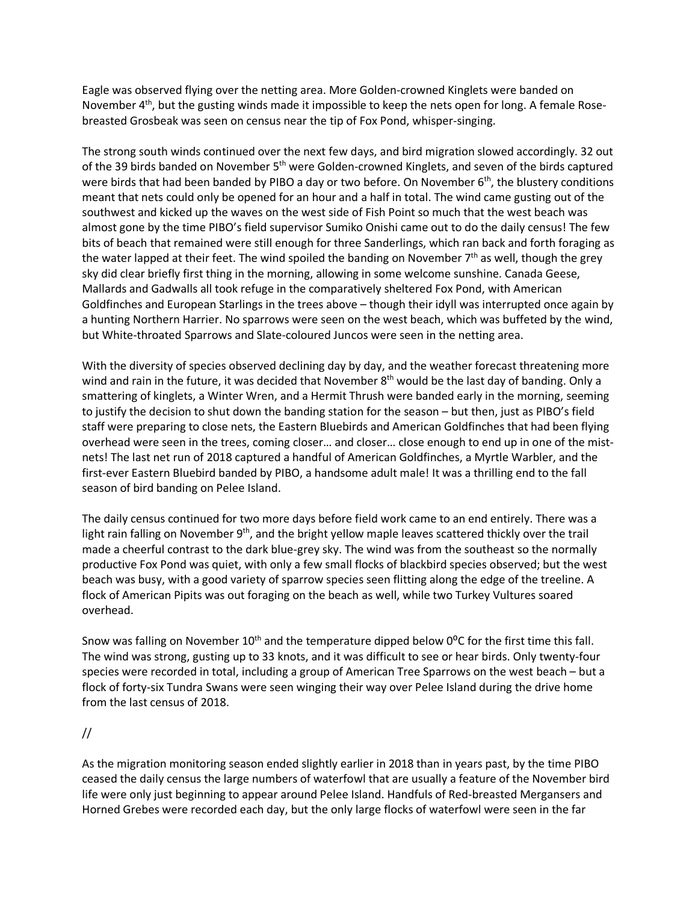Eagle was observed flying over the netting area. More Golden-crowned Kinglets were banded on November 4th, but the gusting winds made it impossible to keep the nets open for long. A female Rose-breasted Grosbeak was seen on census near the tip of Fox Pond, whisper-singing.

The strong south winds continued over the next few days, and bird migration slowed accordingly. 32 out of the 39 birds banded on November 5th were Golden-crowned Kinglets, and seven of the birds captured were birds that had been banded by PIBO a day or two before. On November 6th, the blustery conditions meant that nets could only be opened for an hour and a half in total. The wind came gusting out of the southwest and kicked up the waves on the west side of Fish Point so much that the west beach was almost gone by the time PIBO's field supervisor Sumiko Onishi came out to do the daily census! The few bits of beach that remained were still enough for three Sanderlings, which ran back and forth foraging as the water lapped at their feet. The wind spoiled the banding on November 7th as well, though the grey sky did clear briefly first thing in the morning, allowing in some welcome sunshine. Canada Geese, Mallards and Gadwalls all took refuge in the comparatively sheltered Fox Pond, with American Goldfinches and European Starlings in the trees above – though their idyll was interrupted once again by a hunting Northern Harrier. No sparrows were seen on the west beach, which was buffeted by the wind, but White-throated Sparrows and Slate-coloured Juncos were seen in the netting area.

With the diversity of species observed declining day by day, and the weather forecast threatening more wind and rain in the future, it was decided that November 8th would be the last day of banding. Only a smattering of kinglets, a Winter Wren, and a Hermit Thrush were banded early in the morning, seeming to justify the decision to shut down the banding station for the season – but then, just as PIBO's field staff were preparing to close nets, the Eastern Bluebirds and American Goldfinches that had been flying overhead were seen in the trees, coming closer… and closer… close enough to end up in one of the mist-nets! The last net run of 2018 captured a handful of American Goldfinches, a Myrtle Warbler, and the first-ever Eastern Bluebird banded by PIBO, a handsome adult male! It was a thrilling end to the fall season of bird banding on Pelee Island.

The daily census continued for two more days before field work came to an end entirely. There was a light rain falling on November 9th, and the bright yellow maple leaves scattered thickly over the trail made a cheerful contrast to the dark blue-grey sky. The wind was from the southeast so the normally productive Fox Pond was quiet, with only a few small flocks of blackbird species observed; but the west beach was busy, with a good variety of sparrow species seen flitting along the edge of the treeline. A flock of American Pipits was out foraging on the beach as well, while two Turkey Vultures soared overhead.

Snow was falling on November 10th and the temperature dipped below 0°C for the first time this fall. The wind was strong, gusting up to 33 knots, and it was difficult to see or hear birds. Only twenty-four species were recorded in total, including a group of American Tree Sparrows on the west beach – but a flock of forty-six Tundra Swans were seen winging their way over Pelee Island during the drive home from the last census of 2018.

//

As the migration monitoring season ended slightly earlier in 2018 than in years past, by the time PIBO ceased the daily census the large numbers of waterfowl that are usually a feature of the November bird life were only just beginning to appear around Pelee Island. Handfuls of Red-breasted Mergansers and Horned Grebes were recorded each day, but the only large flocks of waterfowl were seen in the far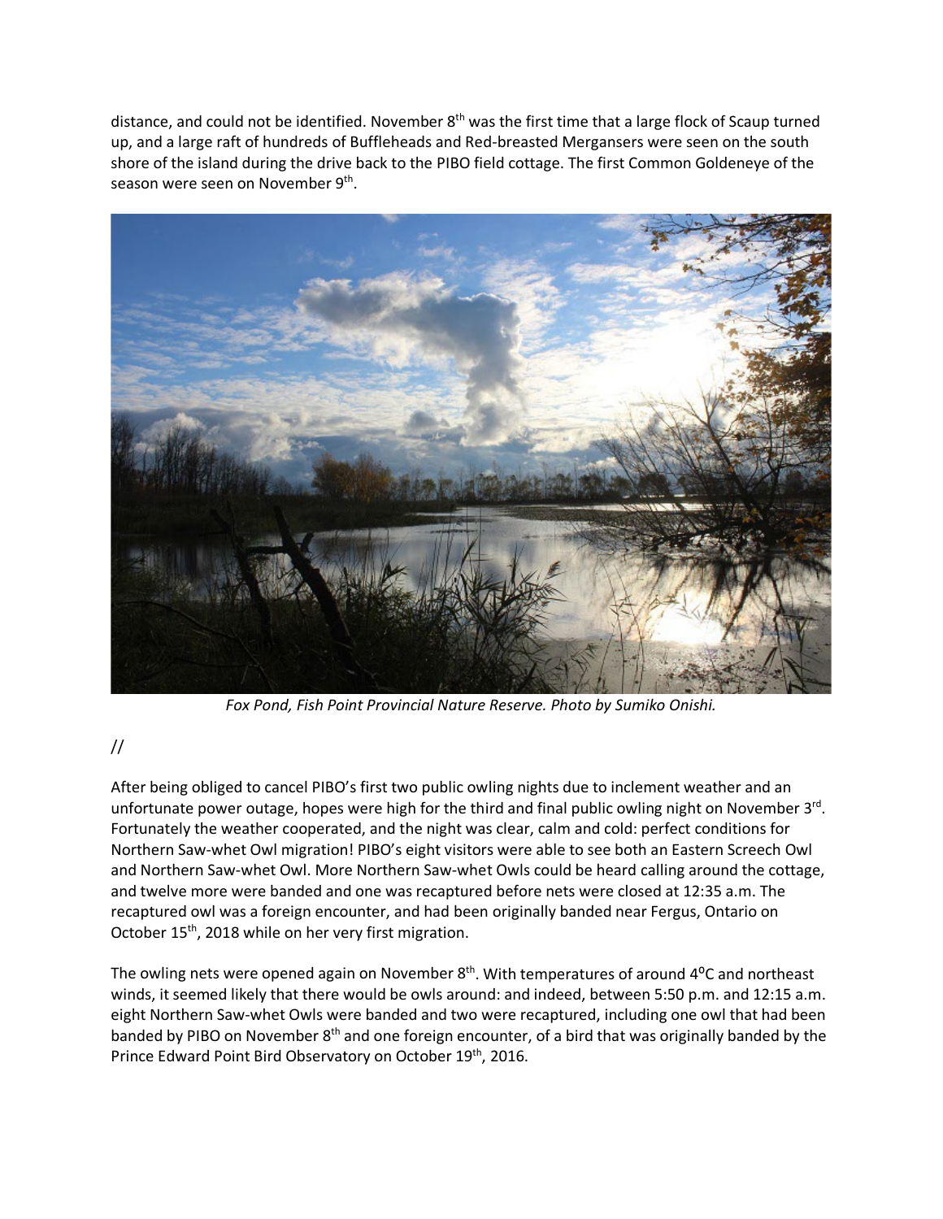distance, and could not be identified. November 8th was the first time that a large flock of Scaup turned up, and a large raft of hundreds of Buffleheads and Red-breasted Mergansers were seen on the south shore of the island during the drive back to the PIBO field cottage. The first Common Goldeneye of the season were seen on November 9th.

*Fox Pond, Fish Point Provincial Nature Reserve. Photo by Sumiko Onishi.*

//

After being obliged to cancel PIBO's first two public owling nights due to inclement weather and an unfortunate power outage, hopes were high for the third and final public owling night on November 3rd. Fortunately the weather cooperated, and the night was clear, calm and cold: perfect conditions for Northern Saw-whet Owl migration! PIBO's eight visitors were able to see both an Eastern Screech Owl and Northern Saw-whet Owl. More Northern Saw-whet Owls could be heard calling around the cottage, and twelve more were banded and one was recaptured before nets were closed at 12:35 a.m. The recaptured owl was a foreign encounter, and had been originally banded near Fergus, Ontario on October 15th, 2018 while on her very first migration.

The owling nets were opened again on November 8th. With temperatures of around 4°C and northeast winds, it seemed likely that there would be owls around: and indeed, between 5:50 p.m. and 12:15 a.m. eight Northern Saw-whet Owls were banded and two were recaptured, including one owl that had been banded by PIBO on November 8th and one foreign encounter, of a bird that was originally banded by the Prince Edward Point Bird Observatory on October 19th, 2016.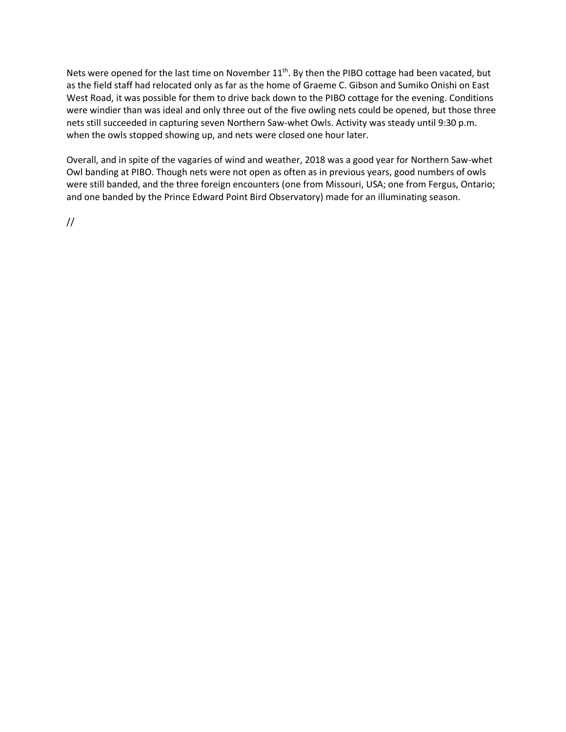Nets were opened for the last time on November 11th. By then the PIBO cottage had been vacated, but as the field staff had relocated only as far as the home of Graeme C. Gibson and Sumiko Onishi on East West Road, it was possible for them to drive back down to the PIBO cottage for the evening. Conditions were windier than was ideal and only three out of the five owling nets could be opened, but those three nets still succeeded in capturing seven Northern Saw-whet Owls. Activity was steady until 9:30 p.m. when the owls stopped showing up, and nets were closed one hour later.

Overall, and in spite of the vagaries of wind and weather, 2018 was a good year for Northern Saw-whet Owl banding at PIBO. Though nets were not open as often as in previous years, good numbers of owls were still banded, and the three foreign encounters (one from Missouri, USA; one from Fergus, Ontario; and one banded by the Prince Edward Point Bird Observatory) made for an illuminating season.

//